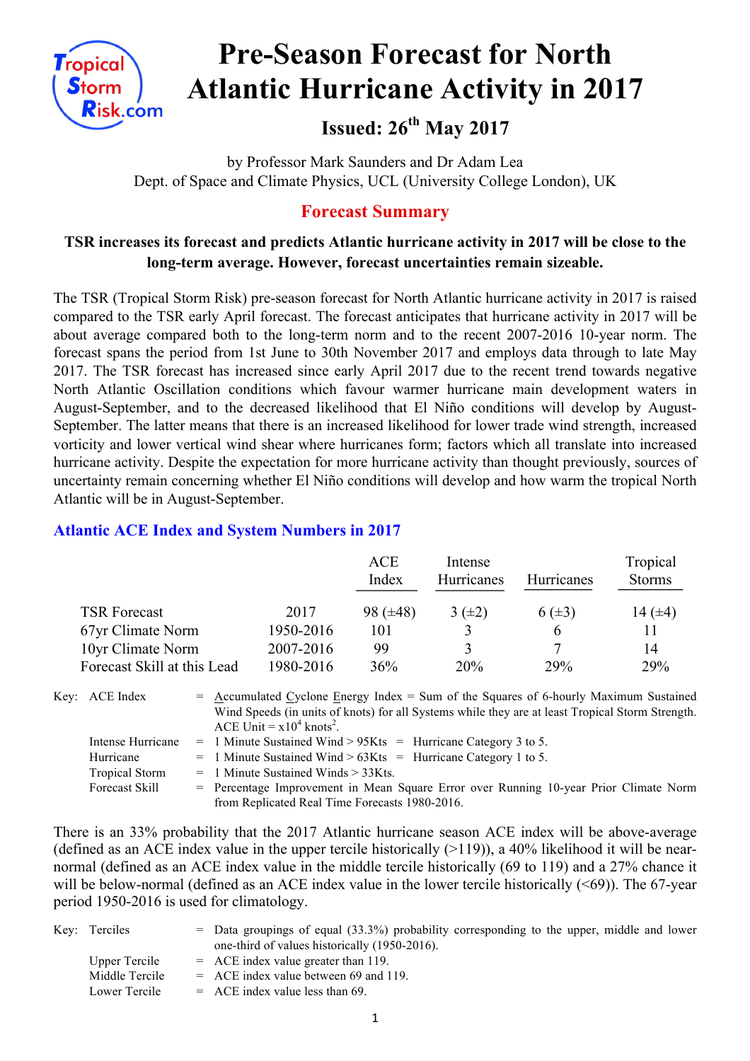# Pre-Season Forecast for North Atlantic Hurricane Activity in 2017

## Issued: 26th May 2017

by Professor Mark Saunders and Dr Adam Lea
Dept. of Space and Climate Physics, UCL (University College London), UK

## Forecast Summary

**TSR increases its forecast and predicts Atlantic hurricane activity in 2017 will be close to the long-term average. However, forecast uncertainties remain sizeable.**

The TSR (Tropical Storm Risk) pre-season forecast for North Atlantic hurricane activity in 2017 is raised compared to the TSR early April forecast. The forecast anticipates that hurricane activity in 2017 will be about average compared both to the long-term norm and to the recent 2007-2016 10-year norm. The forecast spans the period from 1st June to 30th November 2017 and employs data through to late May 2017. The TSR forecast has increased since early April 2017 due to the recent trend towards negative North Atlantic Oscillation conditions which favour warmer hurricane main development waters in August-September, and to the decreased likelihood that El Niño conditions will develop by August-September. The latter means that there is an increased likelihood for lower trade wind strength, increased vorticity and lower vertical wind shear where hurricanes form; factors which all translate into increased hurricane activity. Despite the expectation for more hurricane activity than thought previously, sources of uncertainty remain concerning whether El Niño conditions will develop and how warm the tropical North Atlantic will be in August-September.

### Atlantic ACE Index and System Numbers in 2017

| | | ACE Index | Intense Hurricanes | Hurricanes | Tropical Storms |
|---|---|---|---|---|---|
| TSR Forecast | 2017 | 98 (±48) | 3 (±2) | 6 (±3) | 14 (±4) |
| 67yr Climate Norm | 1950-2016 | 101 | 3 | 6 | 11 |
| 10yr Climate Norm | 2007-2016 | 99 | 3 | 7 | 14 |
| Forecast Skill at this Lead | 1980-2016 | 36% | 20% | 29% | 29% |

Key:
- ACE Index = Accumulated Cyclone Energy Index = Sum of the Squares of 6-hourly Maximum Sustained Wind Speeds (in units of knots) for all Systems while they are at least Tropical Storm Strength. ACE Unit = x$10^4$ knots$^2$.
- Intense Hurricane = 1 Minute Sustained Wind > 95Kts = Hurricane Category 3 to 5.
- Hurricane = 1 Minute Sustained Wind > 63Kts = Hurricane Category 1 to 5.
- Tropical Storm = 1 Minute Sustained Winds > 33Kts.
- Forecast Skill = Percentage Improvement in Mean Square Error over Running 10-year Prior Climate Norm from Replicated Real Time Forecasts 1980-2016.

There is an 33% probability that the 2017 Atlantic hurricane season ACE index will be above-average (defined as an ACE index value in the upper tercile historically (>119)), a 40% likelihood it will be near-normal (defined as an ACE index value in the middle tercile historically (69 to 119) and a 27% chance it will be below-normal (defined as an ACE index value in the lower tercile historically (<69)). The 67-year period 1950-2016 is used for climatology.

Key:
- Terciles = Data groupings of equal (33.3%) probability corresponding to the upper, middle and lower one-third of values historically (1950-2016).
- Upper Tercile = ACE index value greater than 119.
- Middle Tercile = ACE index value between 69 and 119.
- Lower Tercile = ACE index value less than 69.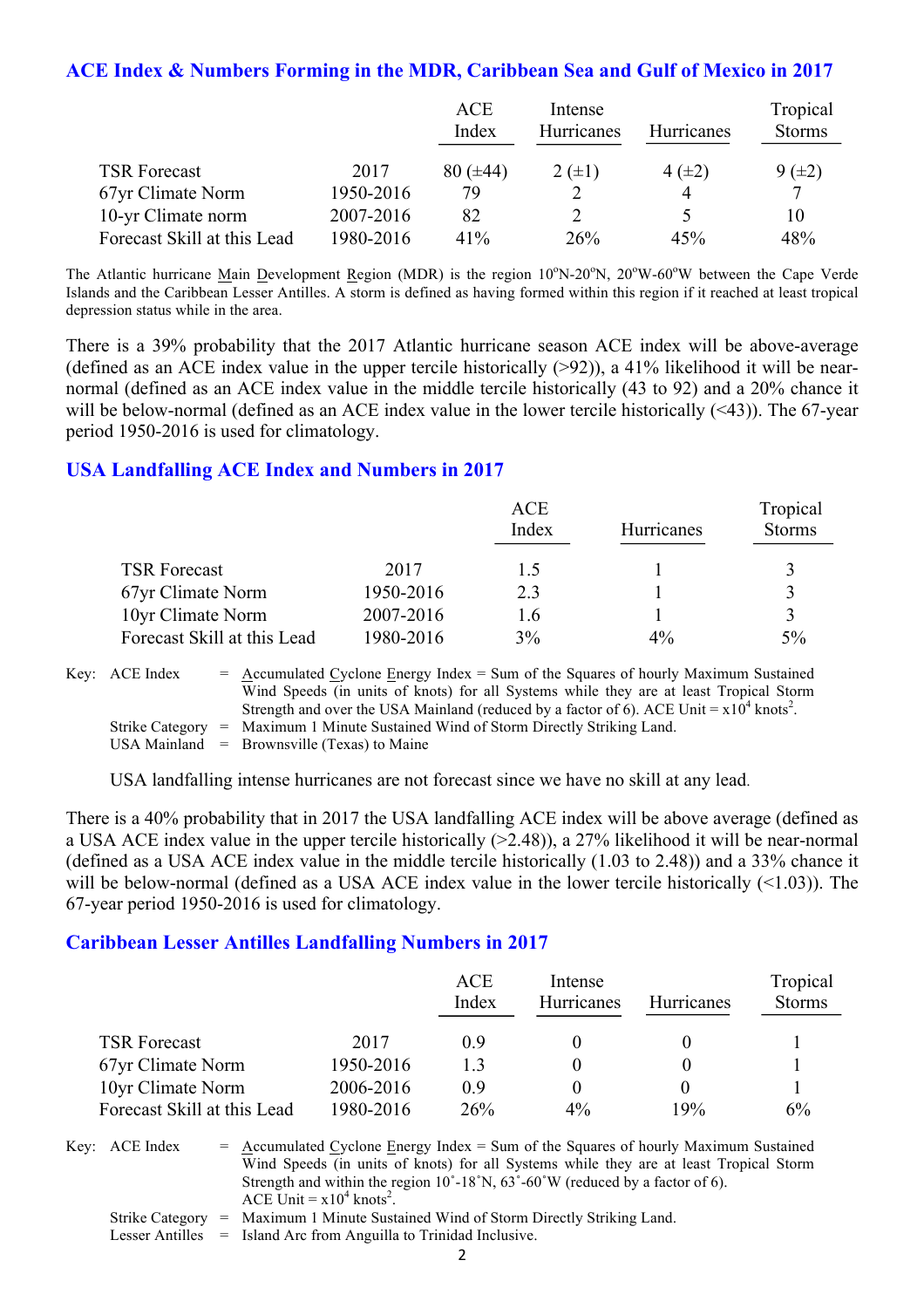## ACE Index & Numbers Forming in the MDR, Caribbean Sea and Gulf of Mexico in 2017

| | | ACE Index | Intense Hurricanes | Hurricanes | Tropical Storms |
|---|---|---|---|---|---|
| TSR Forecast | 2017 | 80 (±44) | 2 (±1) | 4 (±2) | 9 (±2) |
| 67yr Climate Norm | 1950-2016 | 79 | 2 | 4 | 7 |
| 10-yr Climate norm | 2007-2016 | 82 | 2 | 5 | 10 |
| Forecast Skill at this Lead | 1980-2016 | 41% | 26% | 45% | 48% |

The Atlantic hurricane Main Development Region (MDR) is the region 10°N-20°N, 20°W-60°W between the Cape Verde Islands and the Caribbean Lesser Antilles. A storm is defined as having formed within this region if it reached at least tropical depression status while in the area.

There is a 39% probability that the 2017 Atlantic hurricane season ACE index will be above-average (defined as an ACE index value in the upper tercile historically (>92)), a 41% likelihood it will be near-normal (defined as an ACE index value in the middle tercile historically (43 to 92) and a 20% chance it will be below-normal (defined as an ACE index value in the lower tercile historically (<43)). The 67-year period 1950-2016 is used for climatology.

## USA Landfalling ACE Index and Numbers in 2017

| | | ACE Index | Hurricanes | Tropical Storms |
|---|---|---|---|---|
| TSR Forecast | 2017 | 1.5 | 1 | 3 |
| 67yr Climate Norm | 1950-2016 | 2.3 | 1 | 3 |
| 10yr Climate Norm | 2007-2016 | 1.6 | 1 | 3 |
| Forecast Skill at this Lead | 1980-2016 | 3% | 4% | 5% |

Key: ACE Index = Accumulated Cyclone Energy Index = Sum of the Squares of hourly Maximum Sustained Wind Speeds (in units of knots) for all Systems while they are at least Tropical Storm Strength and over the USA Mainland (reduced by a factor of 6). ACE Unit = $\times10^4$ knots$^2$.
Strike Category = Maximum 1 Minute Sustained Wind of Storm Directly Striking Land.
USA Mainland = Brownsville (Texas) to Maine

USA landfalling intense hurricanes are not forecast since we have no skill at any lead.

There is a 40% probability that in 2017 the USA landfalling ACE index will be above average (defined as a USA ACE index value in the upper tercile historically (>2.48)), a 27% likelihood it will be near-normal (defined as a USA ACE index value in the middle tercile historically (1.03 to 2.48)) and a 33% chance it will be below-normal (defined as a USA ACE index value in the lower tercile historically (<1.03)). The 67-year period 1950-2016 is used for climatology.

## Caribbean Lesser Antilles Landfalling Numbers in 2017

| | | ACE Index | Intense Hurricanes | Hurricanes | Tropical Storms |
|---|---|---|---|---|---|
| TSR Forecast | 2017 | 0.9 | 0 | 0 | 1 |
| 67yr Climate Norm | 1950-2016 | 1.3 | 0 | 0 | 1 |
| 10yr Climate Norm | 2006-2016 | 0.9 | 0 | 0 | 1 |
| Forecast Skill at this Lead | 1980-2016 | 26% | 4% | 19% | 6% |

Key: ACE Index = Accumulated Cyclone Energy Index = Sum of the Squares of hourly Maximum Sustained Wind Speeds (in units of knots) for all Systems while they are at least Tropical Storm Strength and within the region 10˚-18˚N, 63˚-60˚W (reduced by a factor of 6). ACE Unit = $\times10^4$ knots$^2$.
Strike Category = Maximum 1 Minute Sustained Wind of Storm Directly Striking Land.
Lesser Antilles = Island Arc from Anguilla to Trinidad Inclusive.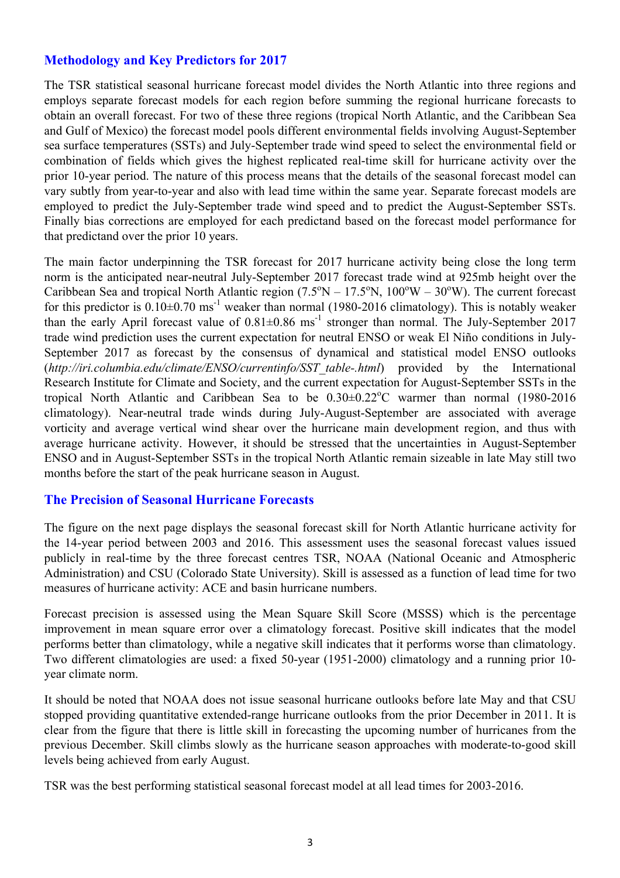## Methodology and Key Predictors for 2017

The TSR statistical seasonal hurricane forecast model divides the North Atlantic into three regions and employs separate forecast models for each region before summing the regional hurricane forecasts to obtain an overall forecast. For two of these three regions (tropical North Atlantic, and the Caribbean Sea and Gulf of Mexico) the forecast model pools different environmental fields involving August-September sea surface temperatures (SSTs) and July-September trade wind speed to select the environmental field or combination of fields which gives the highest replicated real-time skill for hurricane activity over the prior 10-year period. The nature of this process means that the details of the seasonal forecast model can vary subtly from year-to-year and also with lead time within the same year. Separate forecast models are employed to predict the July-September trade wind speed and to predict the August-September SSTs. Finally bias corrections are employed for each predictand based on the forecast model performance for that predictand over the prior 10 years.

The main factor underpinning the TSR forecast for 2017 hurricane activity being close the long term norm is the anticipated near-neutral July-September 2017 forecast trade wind at 925mb height over the Caribbean Sea and tropical North Atlantic region (7.5°N – 17.5°N, 100°W – 30°W). The current forecast for this predictor is $0.10 \pm 0.70$ $ms^{-1}$ weaker than normal (1980-2016 climatology). This is notably weaker than the early April forecast value of $0.81 \pm 0.86$ $ms^{-1}$ stronger than normal. The July-September 2017 trade wind prediction uses the current expectation for neutral ENSO or weak El Niño conditions in July-September 2017 as forecast by the consensus of dynamical and statistical model ENSO outlooks (*http://iri.columbia.edu/climate/ENSO/currentinfo/SST_table-.html*) provided by the International Research Institute for Climate and Society, and the current expectation for August-September SSTs in the tropical North Atlantic and Caribbean Sea to be $0.30 \pm 0.22$°C warmer than normal (1980-2016 climatology). Near-neutral trade winds during July-August-September are associated with average vorticity and average vertical wind shear over the hurricane main development region, and thus with average hurricane activity. However, it should be stressed that the uncertainties in August-September ENSO and in August-September SSTs in the tropical North Atlantic remain sizeable in late May still two months before the start of the peak hurricane season in August.

## The Precision of Seasonal Hurricane Forecasts

The figure on the next page displays the seasonal forecast skill for North Atlantic hurricane activity for the 14-year period between 2003 and 2016. This assessment uses the seasonal forecast values issued publicly in real-time by the three forecast centres TSR, NOAA (National Oceanic and Atmospheric Administration) and CSU (Colorado State University). Skill is assessed as a function of lead time for two measures of hurricane activity: ACE and basin hurricane numbers.

Forecast precision is assessed using the Mean Square Skill Score (MSSS) which is the percentage improvement in mean square error over a climatology forecast. Positive skill indicates that the model performs better than climatology, while a negative skill indicates that it performs worse than climatology. Two different climatologies are used: a fixed 50-year (1951-2000) climatology and a running prior 10-year climate norm.

It should be noted that NOAA does not issue seasonal hurricane outlooks before late May and that CSU stopped providing quantitative extended-range hurricane outlooks from the prior December in 2011. It is clear from the figure that there is little skill in forecasting the upcoming number of hurricanes from the previous December. Skill climbs slowly as the hurricane season approaches with moderate-to-good skill levels being achieved from early August.

TSR was the best performing statistical seasonal forecast model at all lead times for 2003-2016.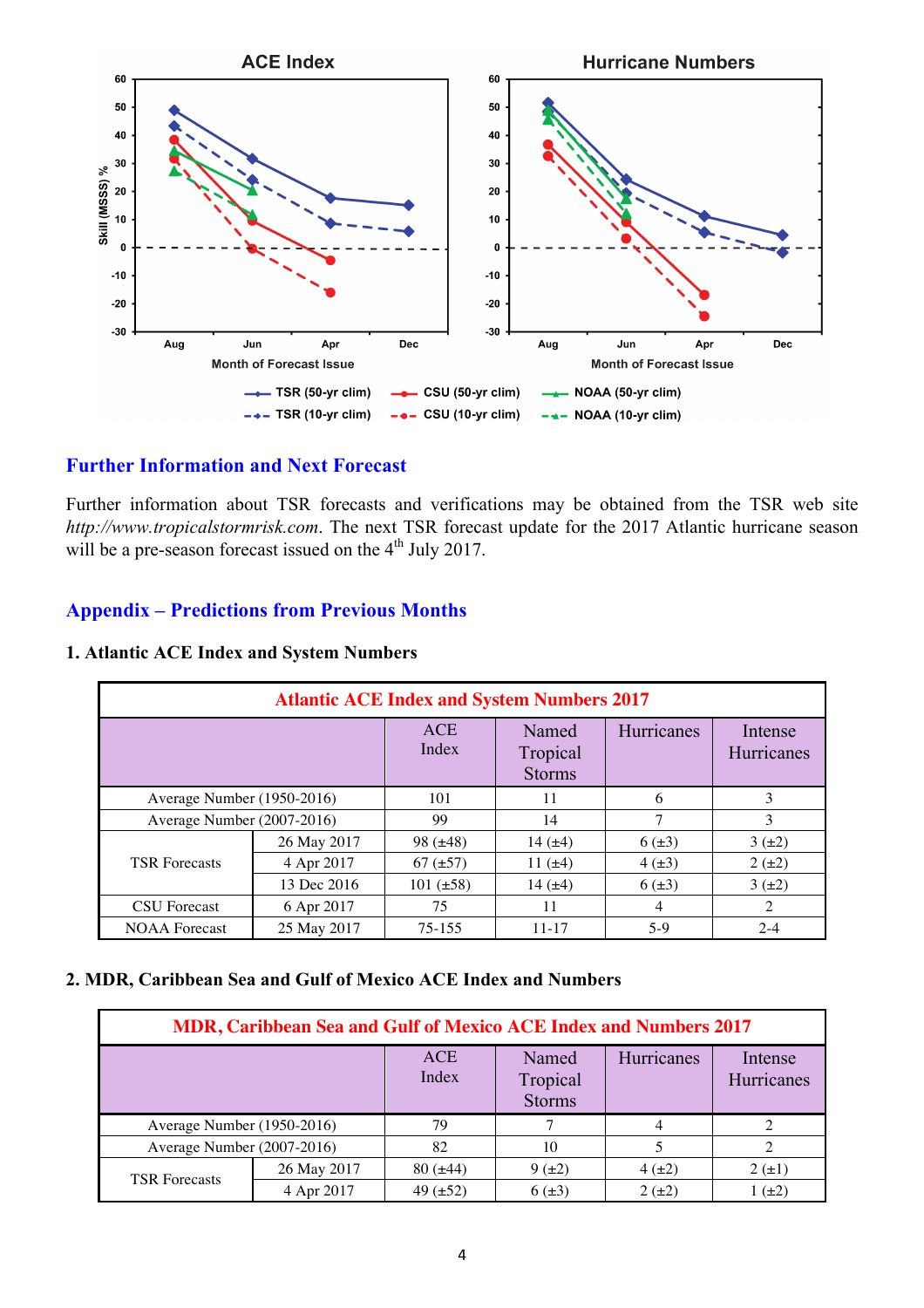## Further Information and Next Forecast

Further information about TSR forecasts and verifications may be obtained from the TSR web site *http://www.tropicalstormrisk.com*. The next TSR forecast update for the 2017 Atlantic hurricane season will be a pre-season forecast issued on the 4th July 2017.

## Appendix – Predictions from Previous Months

### 1. Atlantic ACE Index and System Numbers

| Atlantic ACE Index and System Numbers 2017 | | | | | |
|---|---|---|---|---|---|
| | | ACE Index | Named Tropical Storms | Hurricanes | Intense Hurricanes |
| Average Number (1950-2016) | | 101 | 11 | 6 | 3 |
| Average Number (2007-2016) | | 99 | 14 | 7 | 3 |
| TSR Forecasts | 26 May 2017 | 98 (±48) | 14 (±4) | 6 (±3) | 3 (±2) |
| | 4 Apr 2017 | 67 (±57) | 11 (±4) | 4 (±3) | 2 (±2) |
| | 13 Dec 2016 | 101 (±58) | 14 (±4) | 6 (±3) | 3 (±2) |
| CSU Forecast | 6 Apr 2017 | 75 | 11 | 4 | 2 |
| NOAA Forecast | 25 May 2017 | 75-155 | 11-17 | 5-9 | 2-4 |

### 2. MDR, Caribbean Sea and Gulf of Mexico ACE Index and Numbers

| MDR, Caribbean Sea and Gulf of Mexico ACE Index and Numbers 2017 | | | | | |
|---|---|---|---|---|---|
| | | ACE Index | Named Tropical Storms | Hurricanes | Intense Hurricanes |
| Average Number (1950-2016) | | 79 | 7 | 4 | 2 |
| Average Number (2007-2016) | | 82 | 10 | 5 | 2 |
| TSR Forecasts | 26 May 2017 | 80 (±44) | 9 (±2) | 4 (±2) | 2 (±1) |
| | 4 Apr 2017 | 49 (±52) | 6 (±3) | 2 (±2) | 1 (±2) |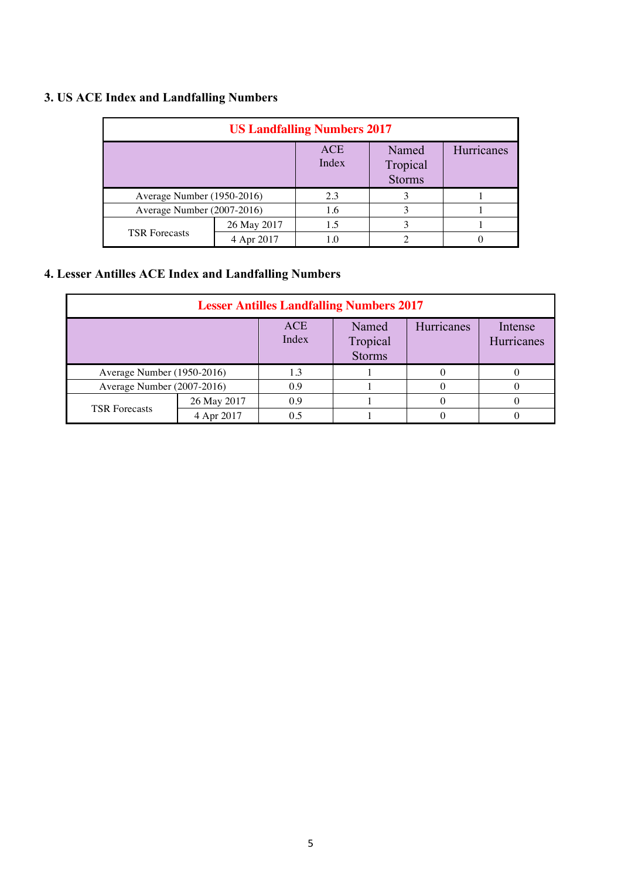### 3. US ACE Index and Landfalling Numbers

| US Landfalling Numbers 2017 | | | | |
|---|---|---|---|---|
| | | ACE Index | Named Tropical Storms | Hurricanes |
| Average Number (1950-2016) | | 2.3 | 3 | 1 |
| Average Number (2007-2016) | | 1.6 | 3 | 1 |
| TSR Forecasts | 26 May 2017 | 1.5 | 3 | 1 |
| | 4 Apr 2017 | 1.0 | 2 | 0 |

### 4. Lesser Antilles ACE Index and Landfalling Numbers

| Lesser Antilles Landfalling Numbers 2017 | | | | | |
|---|---|---|---|---|---|
| | | ACE Index | Named Tropical Storms | Hurricanes | Intense Hurricanes |
| Average Number (1950-2016) | | 1.3 | 1 | 0 | 0 |
| Average Number (2007-2016) | | 0.9 | 1 | 0 | 0 |
| TSR Forecasts | 26 May 2017 | 0.9 | 1 | 0 | 0 |
| | 4 Apr 2017 | 0.5 | 1 | 0 | 0 |